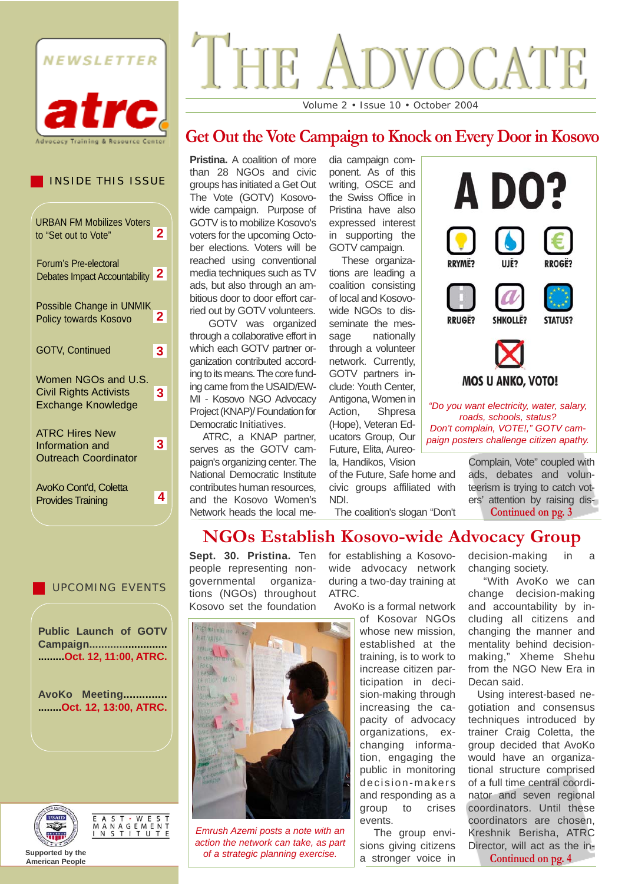NEWSLETTER

atrc

Advocacy Training & Resource Center

# THE ADVOCATE

Volume 2 • Issue 10 • October 2004

## INSIDE THIS ISSUE

- URBAN FM Mobilizes Voters to "Set out to Vote" — 2
- Forum's Pre-electoral Debates Impact Accountability — 2
- Possible Change in UNMIK Policy towards Kosovo — 2
- GOTV, Continued — 3
- Women NGOs and U.S. Civil Rights Activists Exchange Knowledge — 3
- ATRC Hires New Information and Outreach Coordinator — 3
- AvoKo Cont'd, Coletta Provides Training — 4

## UPCOMING EVENTS

**Public Launch of GOTV Campaign..........................** **.........Oct. 12, 11:00, ATRC.**

**AvoKo Meeting.............** **........Oct. 12, 13:00, ATRC.**

Supported by the American People

EAST·WEST MANAGEMENT INSTITUTE

## Get Out the Vote Campaign to Knock on Every Door in Kosovo

**Pristina.** A coalition of more than 28 NGOs and civic groups has initiated a Get Out The Vote (GOTV) Kosovo-wide campaign. Purpose of GOTV is to mobilize Kosovo's voters for the upcoming October elections. Voters will be reached using conventional media techniques such as TV ads, but also through an ambitious door to door effort carried out by GOTV volunteers.

GOTV was organized through a collaborative effort in which each GOTV partner organization contributed according to its means. The core funding came from the USAID/EWMI - Kosovo NGO Advocacy Project (KNAP)/ Foundation for Democratic Initiatives.

ATRC, a KNAP partner, serves as the GOTV campaign's organizing center. The National Democratic Institute contributes human resources, and the Kosovo Women's Network heads the local media campaign component. As of this writing, OSCE and the Swiss Office in Pristina have also expressed interest in supporting the GOTV campaign.

These organizations are leading a coalition consisting of local and Kosovo-wide NGOs to disseminate the message nationally through a volunteer network. Currently, GOTV partners include: Youth Center, Antigona, Women in Action, Shpresa (Hope), Veteran Educators Group, Our Future, Elita, Aureola, Handikos, Vision of the Future, Safe home and civic groups affiliated with NDI.

The coalition's slogan "Don't Complain, Vote" coupled with ads, debates and volunteerism is trying to catch voters' attention by raising dis- Continued on pg. 3

A DO?

RRYMË? UJË? RROGË?

RRUGË? SHKOLLË? STATUS?

MOS U ANKO, VOTO!

*"Do you want electricity, water, salary, roads, schools, status? Don't complain, VOTE!," GOTV campaign posters challenge citizen apathy.*

## NGOs Establish Kosovo-wide Advocacy Group

**Sept. 30. Pristina.** Ten people representing nongovernmental organizations (NGOs) throughout Kosovo set the foundation for establishing a Kosovo-wide advocacy network during a two-day training at ATRC.

AvoKo is a formal network of Kosovar NGOs whose new mission, established at the training, is to work to increase citizen participation in decision-making through increasing the capacity of advocacy organizations, exchanging information, engaging the public in monitoring decision-makers and responding as a group to crises events.

*Emrush Azemi posts a note with an action the network can take, as part of a strategic planning exercise.*

The group envisions giving citizens a stronger voice in decision-making in a changing society.

"With AvoKo we can change decision-making and accountability by including all citizens and changing the manner and mentality behind decision-making," Xheme Shehu from the NGO New Era in Decan said.

Using interest-based negotiation and consensus techniques introduced by trainer Craig Coletta, the group decided that AvoKo would have an organizational structure comprised of a full time central coordinator and seven regional coordinators. Until these coordinators are chosen, Kreshnik Berisha, ATRC Director, will act as the in- Continued on pg. 4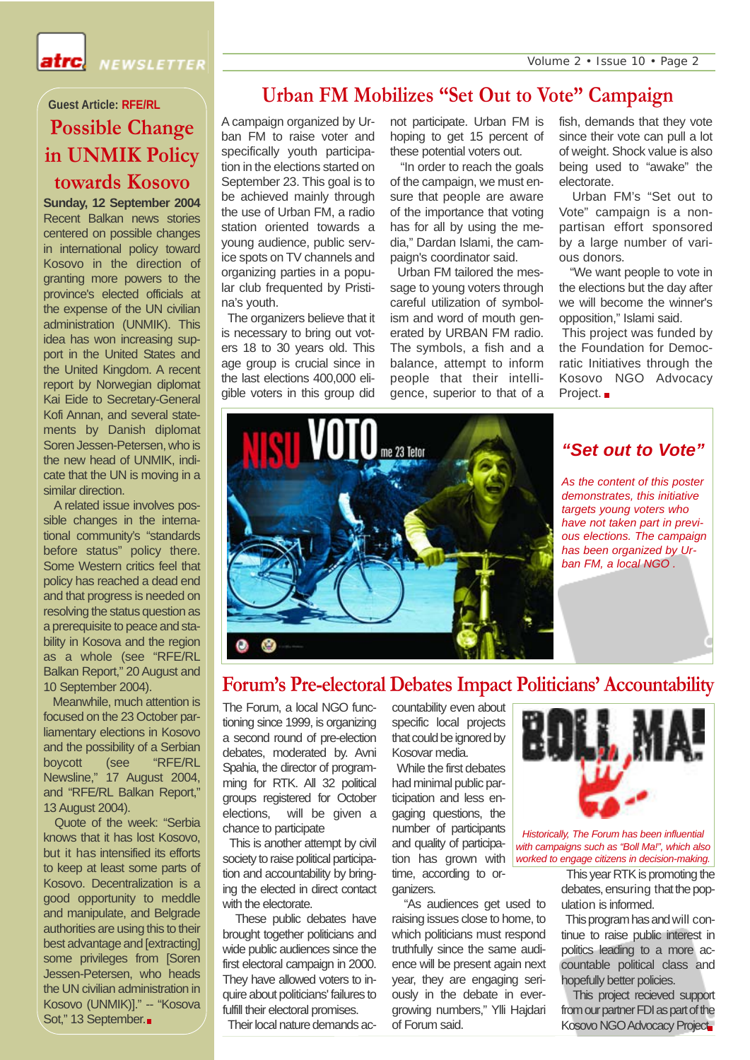## Guest Article: RFE/RL

# Possible Change in UNMIK Policy towards Kosovo

**Sunday, 12 September 2004**

Recent Balkan news stories centered on possible changes in international policy toward Kosovo in the direction of granting more powers to the province's elected officials at the expense of the UN civilian administration (UNMIK). This idea has won increasing support in the United States and the United Kingdom. A recent report by Norwegian diplomat Kai Eide to Secretary-General Kofi Annan, and several statements by Danish diplomat Soren Jessen-Petersen, who is the new head of UNMIK, indicate that the UN is moving in a similar direction.

A related issue involves possible changes in the international community's "standards before status" policy there. Some Western critics feel that policy has reached a dead end and that progress is needed on resolving the status question as a prerequisite to peace and stability in Kosova and the region as a whole (see "RFE/RL Balkan Report," 20 August and 10 September 2004).

Meanwhile, much attention is focused on the 23 October parliamentary elections in Kosovo and the possibility of a Serbian boycott (see "RFE/RL Newsline," 17 August 2004, and "RFE/RL Balkan Report," 13 August 2004).

Quote of the week: "Serbia knows that it has lost Kosovo, but it has intensified its efforts to keep at least some parts of Kosovo. Decentralization is a good opportunity to meddle and manipulate, and Belgrade authorities are using this to their best advantage and [extracting] some privileges from [Soren Jessen-Petersen, who heads the UN civilian administration in Kosovo (UNMIK)]." -- "Kosova Sot," 13 September.

# Urban FM Mobilizes "Set Out to Vote" Campaign

A campaign organized by Urban FM to raise voter and specifically youth participation in the elections started on September 23. This goal is to be achieved mainly through the use of Urban FM, a radio station oriented towards a young audience, public service spots on TV channels and organizing parties in a popular club frequented by Pristina's youth.

The organizers believe that it is necessary to bring out voters 18 to 30 years old. This age group is crucial since in the last elections 400,000 eligible voters in this group did not participate. Urban FM is hoping to get 15 percent of these potential voters out.

"In order to reach the goals of the campaign, we must ensure that people are aware of the importance that voting has for all by using the media," Dardan Islami, the campaign's coordinator said.

Urban FM tailored the message to young voters through careful utilization of symbolism and word of mouth generated by URBAN FM radio. The symbols, a fish and a balance, attempt to inform people that their intelligence, superior to that of a fish, demands that they vote since their vote can pull a lot of weight. Shock value is also being used to "awake" the electorate.

Urban FM's "Set out to Vote" campaign is a non-partisan effort sponsored by a large number of various donors.

"We want people to vote in the elections but the day after we will become the winner's opposition," Islami said.

This project was funded by the Foundation for Democratic Initiatives through the Kosovo NGO Advocacy Project.

NISU VOTO me 23 Tetor

### *"Set out to Vote"*

*As the content of this poster demonstrates, this initiative targets young voters who have not taken part in previous elections. The campaign has been organized by Urban FM, a local NGO .*

# Forum's Pre-electoral Debates Impact Politicians' Accountability

The Forum, a local NGO functioning since 1999, is organizing a second round of pre-election debates, moderated by. Avni Spahia, the director of programming for RTK. All 32 political groups registered for October elections, will be given a chance to participate

This is another attempt by civil society to raise political participation and accountability by bringing the elected in direct contact with the electorate.

These public debates have brought together politicians and wide public audiences since the first electoral campaign in 2000. They have allowed voters to inquire about politicians' failures to fulfill their electoral promises.

Their local nature demands accountability even about specific local projects that could be ignored by Kosovar media.

While the first debates had minimal public participation and less engaging questions, the number of participants and quality of participation has grown with time, according to organizers.

"As audiences get used to raising issues close to home, to which politicians must respond truthfully since the same audience will be present again next year, they are engaging seriously in the debate in ever-growing numbers," Ylli Hajdari of Forum said.

BOLL MA!

*Historically, The Forum has been influential with campaigns such as "Boll Ma!", which also worked to engage citizens in decision-making.*

This year RTK is promoting the debates, ensuring that the population is informed.

This program has and will continue to raise public interest in politics leading to a more accountable political class and hopefully better policies.

This project recieved support from our partner FDI as part of the Kosovo NGO Advocacy Project.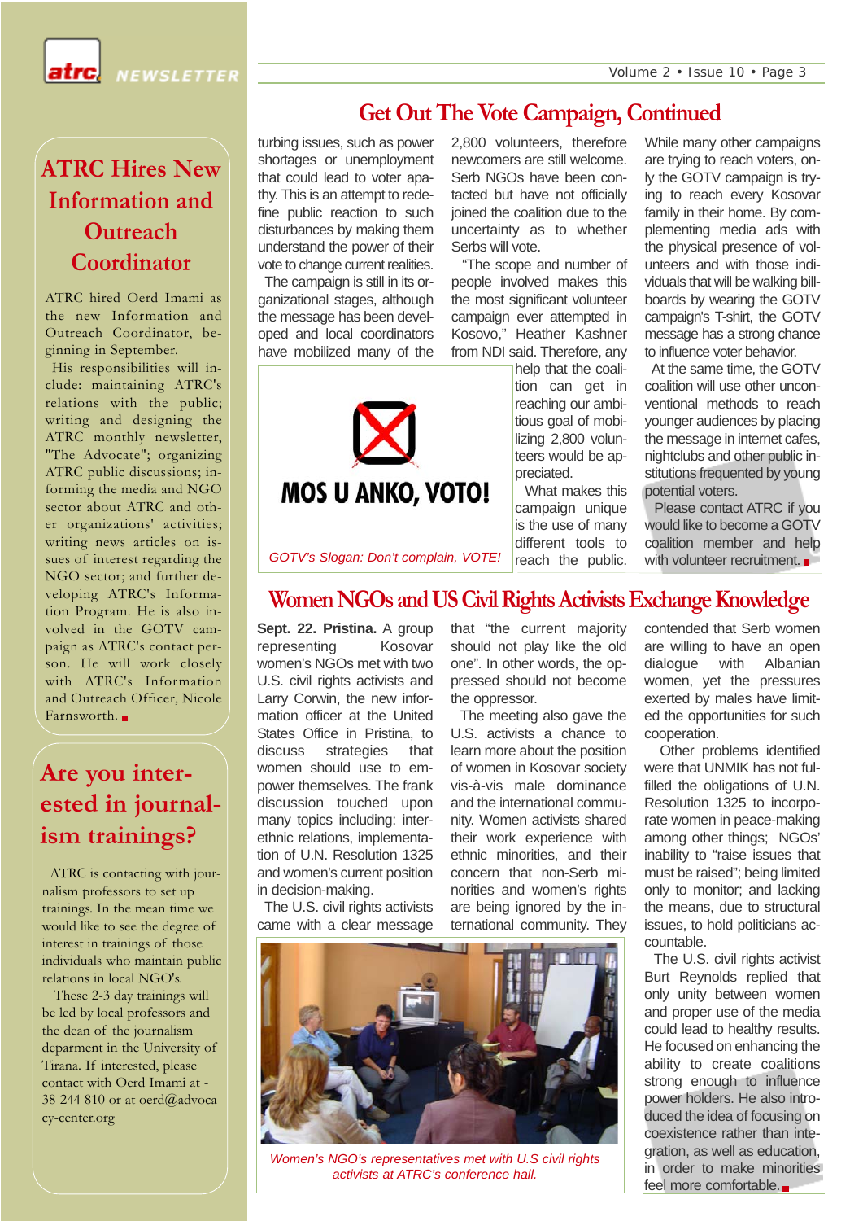# Get Out The Vote Campaign, Continued

turbing issues, such as power shortages or unemployment that could lead to voter apathy. This is an attempt to redefine public reaction to such disturbances by making them understand the power of their vote to change current realities.

The campaign is still in its organizational stages, although the message has been developed and local coordinators have mobilized many of the 2,800 volunteers, therefore newcomers are still welcome. Serb NGOs have been contacted but have not officially joined the coalition due to the uncertainty as to whether Serbs will vote.

"The scope and number of people involved makes this the most significant volunteer campaign ever attempted in Kosovo," Heather Kashner from NDI said. Therefore, any help that the coalition can get in reaching our ambitious goal of mobilizing 2,800 volunteers would be appreciated.

MOS U ANKO, VOTO!

*GOTV's Slogan: Don't complain, VOTE!*

What makes this campaign unique is the use of many different tools to reach the public. While many other campaigns are trying to reach voters, only the GOTV campaign is trying to reach every Kosovar family in their home. By complementing media ads with the physical presence of volunteers and with those individuals that will be walking billboards by wearing the GOTV campaign's T-shirt, the GOTV message has a strong chance to influence voter behavior.

At the same time, the GOTV coalition will use other unconventional methods to reach younger audiences by placing the message in internet cafes, nightclubs and other public institutions frequented by young potential voters.

Please contact ATRC if you would like to become a GOTV coalition member and help with volunteer recruitment.

# Women NGOs and US Civil Rights Activists Exchange Knowledge

**Sept. 22. Pristina.** A group representing Kosovar women's NGOs met with two U.S. civil rights activists and Larry Corwin, the new information officer at the United States Office in Pristina, to discuss strategies that women should use to empower themselves. The frank discussion touched upon many topics including: interethnic relations, implementation of U.N. Resolution 1325 and women's current position in decision-making.

The U.S. civil rights activists came with a clear message that "the current majority should not play like the old one". In other words, the oppressed should not become the oppressor.

The meeting also gave the U.S. activists a chance to learn more about the position of women in Kosovar society vis-à-vis male dominance and the international community. Women activists shared their work experience with ethnic minorities, and their concern that non-Serb minorities and women's rights are being ignored by the international community. They contended that Serb women are willing to have an open dialogue with Albanian women, yet the pressures exerted by males have limited the opportunities for such cooperation.

Other problems identified were that UNMIK has not fulfilled the obligations of U.N. Resolution 1325 to incorporate women in peace-making among other things; NGOs' inability to "raise issues that must be raised"; being limited only to monitor; and lacking the means, due to structural issues, to hold politicians accountable.

The U.S. civil rights activist Burt Reynolds replied that only unity between women and proper use of the media could lead to healthy results. He focused on enhancing the ability to create coalitions strong enough to influence power holders. He also introduced the idea of focusing on coexistence rather than integration, as well as education, in order to make minorities feel more comfortable.

*Women's NGO's representatives met with U.S civil rights activists at ATRC's conference hall.*

## ATRC Hires New Information and Outreach Coordinator

ATRC hired Oerd Imami as the new Information and Outreach Coordinator, beginning in September.

His responsibilities will include: maintaining ATRC's relations with the public; writing and designing the ATRC monthly newsletter, "The Advocate"; organizing ATRC public discussions; informing the media and NGO sector about ATRC and other organizations' activities; writing news articles on issues of interest regarding the NGO sector; and further developing ATRC's Information Program. He is also involved in the GOTV campaign as ATRC's contact person. He will work closely with ATRC's Information and Outreach Officer, Nicole Farnsworth.

## Are you interested in journalism trainings?

ATRC is contacting with journalism professors to set up trainings. In the mean time we would like to see the degree of interest in trainings of those individuals who maintain public relations in local NGO's.

These 2-3 day trainings will be led by local professors and the dean of the journalism deparment in the University of Tirana. If interested, please contact with Oerd Imami at - 38-244 810 or at oerd@advocacy-center.org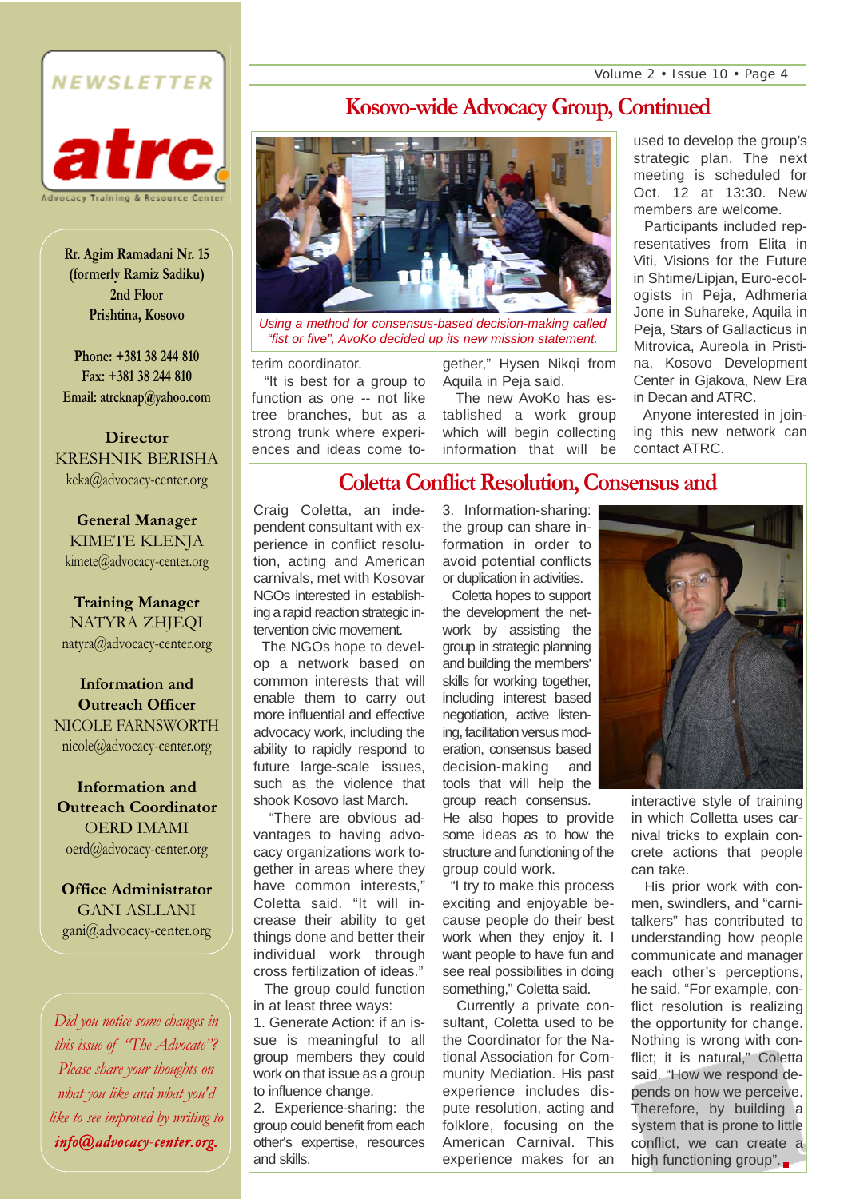## NEWSLETTER

**atrc** Advocacy Training & Resource Center

Rr. Agim Ramadani Nr. 15
(formerly Ramiz Sadiku)
2nd Floor
Prishtina, Kosovo

Phone: +381 38 244 810
Fax: +381 38 244 810
Email: atrcknap@yahoo.com

**Director**
KRESHNIK BERISHA
keka@advocacy-center.org

**General Manager**
KIMETE KLENJA
kimete@advocacy-center.org

**Training Manager**
NATYRA ZHJEQI
natyra@advocacy-center.org

**Information and Outreach Officer**
NICOLE FARNSWORTH
nicole@advocacy-center.org

**Information and Outreach Coordinator**
OERD IMAMI
oerd@advocacy-center.org

**Office Administrator**
GANI ASLLANI
gani@advocacy-center.org

*Did you notice some changes in this issue of "The Advocate"? Please share your thoughts on what you like and what you'd like to see improved by writing to* ***info@advocacy-center.org.***

# Kosovo-wide Advocacy Group, Continued

*Using a method for consensus-based decision-making called "fist or five", AvoKo decided up its new mission statement.*

terim coordinator.

"It is best for a group to function as one -- not like tree branches, but as a strong trunk where experiences and ideas come together," Hysen Nikqi from Aquila in Peja said.

The new AvoKo has established a work group which will begin collecting information that will be used to develop the group's strategic plan. The next meeting is scheduled for Oct. 12 at 13:30. New members are welcome.

Participants included representatives from Elita in Viti, Visions for the Future in Shtime/Lipjan, Euro-ecologists in Peja, Adhmeria Jone in Suhareke, Aquila in Peja, Stars of Gallacticus in Mitrovica, Aureola in Pristina, Kosovo Development Center in Gjakova, New Era in Decan and ATRC.

Anyone interested in joining this new network can contact ATRC.

# Coletta Conflict Resolution, Consensus and

Craig Coletta, an independent consultant with experience in conflict resolution, acting and American carnivals, met with Kosovar NGOs interested in establishing a rapid reaction strategic intervention civic movement.

The NGOs hope to develop a network based on common interests that will enable them to carry out more influential and effective advocacy work, including the ability to rapidly respond to future large-scale issues, such as the violence that shook Kosovo last March.

"There are obvious advantages to having advocacy organizations work together in areas where they have common interests," Coletta said. "It will increase their ability to get things done and better their individual work through cross fertilization of ideas."

The group could function in at least three ways:

1. Generate Action: if an issue is meaningful to all group members they could work on that issue as a group to influence change.
2. Experience-sharing: the group could benefit from each other's expertise, resources and skills.
3. Information-sharing: the group can share information in order to avoid potential conflicts or duplication in activities.

Coletta hopes to support the development the network by assisting the group in strategic planning and building the members' skills for working together, including interest based negotiation, active listening, facilitation versus moderation, consensus based decision-making and tools that will help the group reach consensus. He also hopes to provide some ideas as to how the structure and functioning of the group could work.

"I try to make this process exciting and enjoyable because people do their best work when they enjoy it. I want people to have fun and see real possibilities in doing something," Coletta said.

Currently a private consultant, Coletta used to be the Coordinator for the National Association for Community Mediation. His past experience includes dispute resolution, acting and folklore, focusing on the American Carnival. This experience makes for an interactive style of training in which Colletta uses carnival tricks to explain concrete actions that people can take.

His prior work with conmen, swindlers, and "carnitalkers" has contributed to understanding how people communicate and manager each other's perceptions, he said. "For example, conflict resolution is realizing the opportunity for change. Nothing is wrong with conflict; it is natural," Coletta said. "How we respond depends on how we perceive. Therefore, by building a system that is prone to little conflict, we can create a high functioning group".